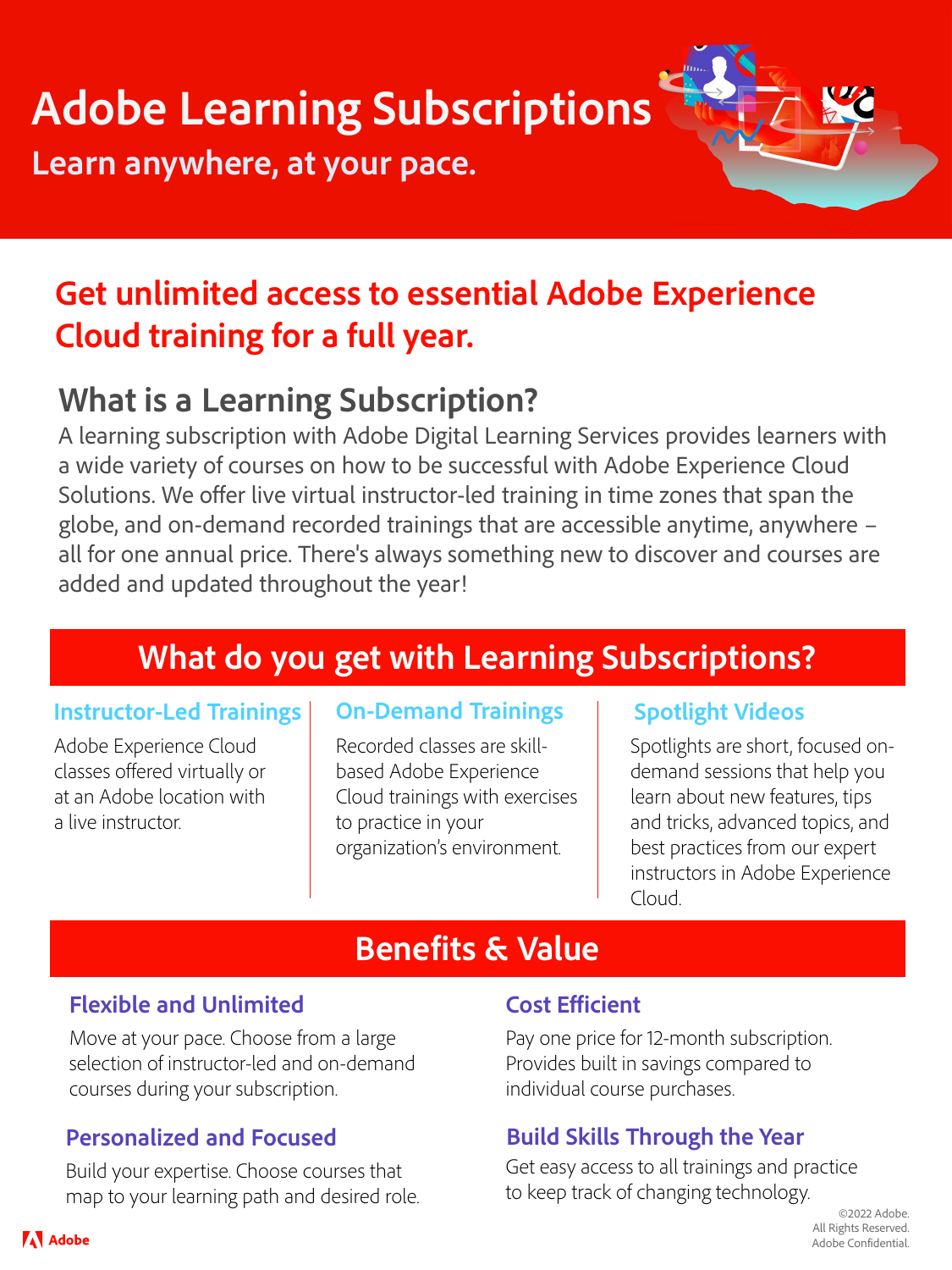# Adobe Learning Subscriptions

**Learn anywhere, at your pace.**

## Get unlimited access to essential Adobe Experience Cloud training for a full year.

## What is a Learning Subscription?

A learning subscription with Adobe Digital Learning Services provides learners with a wide variety of courses on how to be successful with Adobe Experience Cloud Solutions. We offer live virtual instructor-led training in time zones that span the globe, and on-demand recorded trainings that are accessible anytime, anywhere – all for one annual price. There's always something new to discover and courses are added and updated throughout the year!

## What do you get with Learning Subscriptions?

### Instructor-Led Trainings

Adobe Experience Cloud classes offered virtually or at an Adobe location with a live instructor.

### On-Demand Trainings

Recorded classes are skill-based Adobe Experience Cloud trainings with exercises to practice in your organization's environment.

### Spotlight Videos

Spotlights are short, focused on-demand sessions that help you learn about new features, tips and tricks, advanced topics, and best practices from our expert instructors in Adobe Experience Cloud.

## Benefits & Value

### Flexible and Unlimited

Move at your pace. Choose from a large selection of instructor-led and on-demand courses during your subscription.

### Personalized and Focused

Build your expertise. Choose courses that map to your learning path and desired role.

### Cost Efficient

Pay one price for 12-month subscription. Provides built in savings compared to individual course purchases.

### Build Skills Through the Year

Get easy access to all trainings and practice to keep track of changing technology.

©2022 Adobe. All Rights Reserved. Adobe Confidential.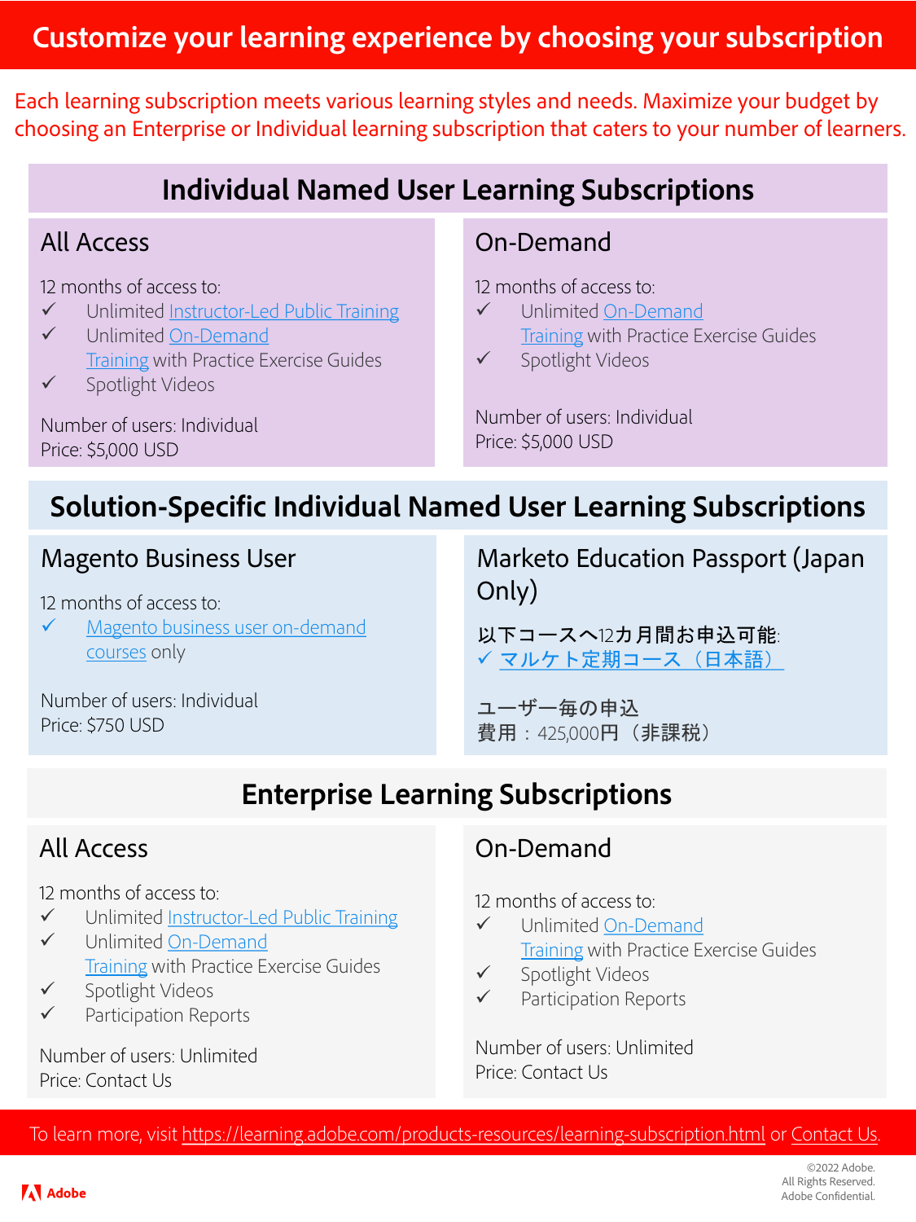# Customize your learning experience by choosing your subscription

Each learning subscription meets various learning styles and needs. Maximize your budget by choosing an Enterprise or Individual learning subscription that caters to your number of learners.

## Individual Named User Learning Subscriptions

### All Access

12 months of access to:

- ✓ Unlimited Instructor-Led Public Training
- ✓ Unlimited On-Demand Training with Practice Exercise Guides
- ✓ Spotlight Videos

Number of users: Individual
Price: $5,000 USD

### On-Demand

12 months of access to:

- ✓ Unlimited On-Demand Training with Practice Exercise Guides
- ✓ Spotlight Videos

Number of users: Individual
Price: $5,000 USD

## Solution-Specific Individual Named User Learning Subscriptions

### Magento Business User

12 months of access to:

- ✓ Magento business user on-demand courses only

Number of users: Individual
Price: $750 USD

### Marketo Education Passport (Japan Only)

以下コースへ12カ月間お申込可能:

- ✓ マルケト定期コース（日本語）

ユーザー毎の申込
費用：425,000円（非課税）

## Enterprise Learning Subscriptions

### All Access

12 months of access to:

- ✓ Unlimited Instructor-Led Public Training
- ✓ Unlimited On-Demand Training with Practice Exercise Guides
- ✓ Spotlight Videos
- ✓ Participation Reports

Number of users: Unlimited
Price: Contact Us

### On-Demand

12 months of access to:

- ✓ Unlimited On-Demand Training with Practice Exercise Guides
- ✓ Spotlight Videos
- ✓ Participation Reports

Number of users: Unlimited
Price: Contact Us

To learn more, visit https://learning.adobe.com/products-resources/learning-subscription.html or Contact Us.

Adobe

©2022 Adobe.
All Rights Reserved.
Adobe Confidential.